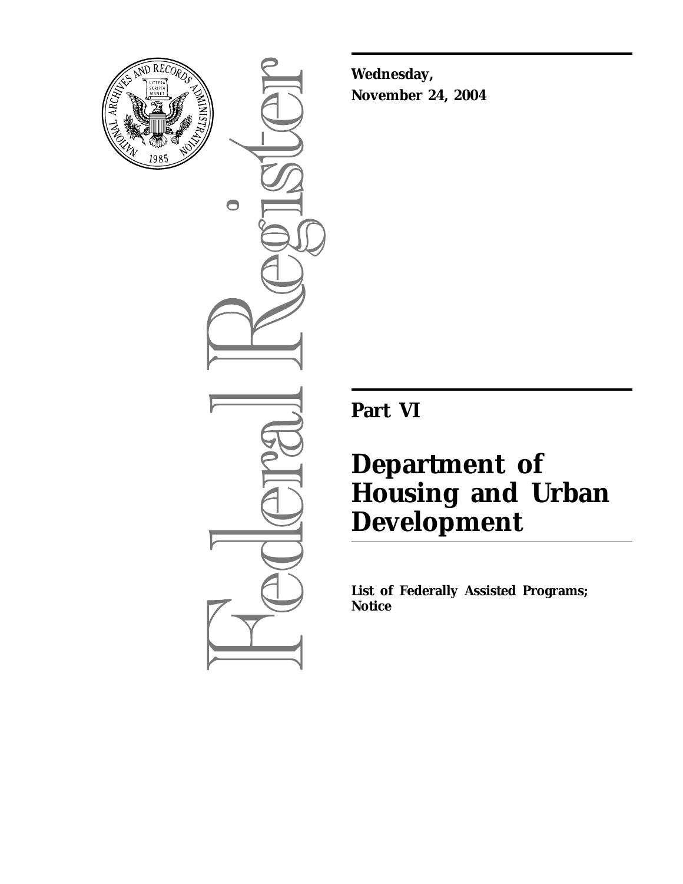**Wednesday,**
**November 24, 2004**

# Part VI

# Department of Housing and Urban Development

**List of Federally Assisted Programs; Notice**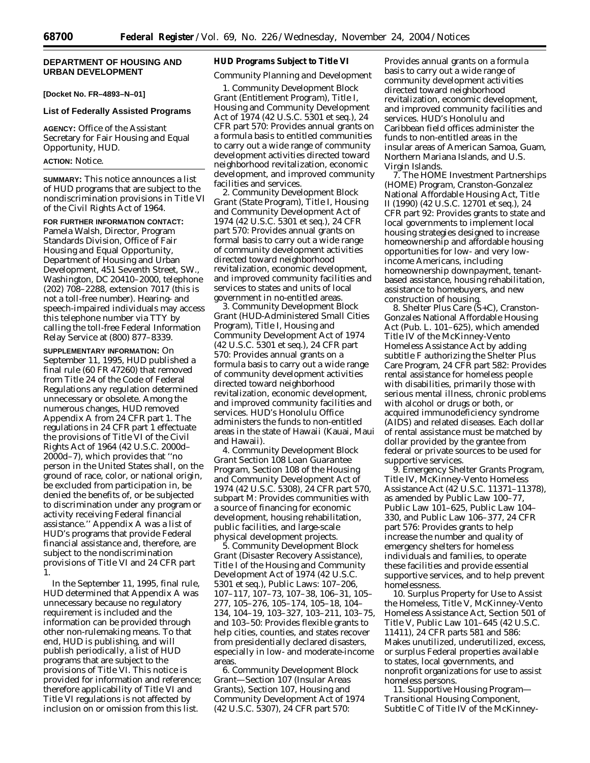## DEPARTMENT OF HOUSING AND URBAN DEVELOPMENT

**[Docket No. FR–4893–N–01]**

### List of Federally Assisted Programs

**AGENCY:** Office of the Assistant Secretary for Fair Housing and Equal Opportunity, HUD.

**ACTION:** Notice.

**SUMMARY:** This notice announces a list of HUD programs that are subject to the nondiscrimination provisions in Title VI of the Civil Rights Act of 1964.

**FOR FURTHER INFORMATION CONTACT:** Pamela Walsh, Director, Program Standards Division, Office of Fair Housing and Equal Opportunity, Department of Housing and Urban Development, 451 Seventh Street, SW., Washington, DC 20410–2000, telephone (202) 708–2288, extension 7017 (this is not a toll-free number). Hearing- and speech-impaired individuals may access this telephone number via TTY by calling the toll-free Federal Information Relay Service at (800) 877–8339.

**SUPPLEMENTARY INFORMATION:** On September 11, 1995, HUD published a final rule (60 FR 47260) that removed from Title 24 of the Code of Federal Regulations any regulation determined unnecessary or obsolete. Among the numerous changes, HUD removed Appendix A from 24 CFR part 1. The regulations in 24 CFR part 1 effectuate the provisions of Title VI of the Civil Rights Act of 1964 (42 U.S.C. 2000d–2000d–7), which provides that ''no person in the United States shall, on the ground of race, color, or national origin, be excluded from participation in, be denied the benefits of, or be subjected to discrimination under any program or activity receiving Federal financial assistance.'' Appendix A was a list of HUD's programs that provide Federal financial assistance and, therefore, are subject to the nondiscrimination provisions of Title VI and 24 CFR part 1.

In the September 11, 1995, final rule, HUD determined that Appendix A was unnecessary because no regulatory requirement is included and the information can be provided through other non-rulemaking means. To that end, HUD is publishing, and will publish periodically, a list of HUD programs that are subject to the provisions of Title VI. This notice is provided for information and reference; therefore applicability of Title VI and Title VI regulations is not affected by inclusion on or omission from this list.

### HUD Programs Subject to Title VI

*Community Planning and Development*

1. Community Development Block Grant (Entitlement Program), Title I, Housing and Community Development Act of 1974 (42 U.S.C. 5301 *et seq.*), 24 CFR part 570: Provides annual grants on a formula basis to entitled communities to carry out a wide range of community development activities directed toward neighborhood revitalization, economic development, and improved community facilities and services.

2. Community Development Block Grant (State Program), Title I, Housing and Community Development Act of 1974 (42 U.S.C. 5301 et seq.), 24 CFR part 570: Provides annual grants on formal basis to carry out a wide range of community development activities directed toward neighborhood revitalization, economic development, and improved community facilities and services to states and units of local government in no-entitled areas.

3. Community Development Block Grant (HUD-Administered Small Cities Program), Title I, Housing and Community Development Act of 1974 (42 U.S.C. 5301 et seq.), 24 CFR part 570: Provides annual grants on a formula basis to carry out a wide range of community development activities directed toward neighborhood revitalization, economic development, and improved community facilities and services. HUD's Honolulu Office administers the funds to non-entitled areas in the state of Hawaii (Kauai, Maui and Hawaii).

4. Community Development Block Grant Section 108 Loan Guarantee Program, Section 108 of the Housing and Community Development Act of 1974 (42 U.S.C. 5308), 24 CFR part 570, subpart M: Provides communities with a source of financing for economic development, housing rehabilitation, public facilities, and large-scale physical development projects.

5. Community Development Block Grant (Disaster Recovery Assistance), Title I of the Housing and Community Development Act of 1974 (42 U.S.C. 5301 *et seq.*), Public Laws: 107–206, 107–117, 107–73, 107–38, 106–31, 105–277, 105–276, 105–174, 105–18, 104–134, 104–19, 103–327, 103–211, 103–75, and 103–50: Provides flexible grants to help cities, counties, and states recover from presidentially declared disasters, especially in low- and moderate-income areas.

6. Community Development Block Grant—Section 107 (Insular Areas Grants), Section 107, Housing and Community Development Act of 1974 (42 U.S.C. 5307), 24 CFR part 570: Provides annual grants on a formula basis to carry out a wide range of community development activities directed toward neighborhood revitalization, economic development, and improved community facilities and services. HUD's Honolulu and Caribbean field offices administer the funds to non-entitled areas in the insular areas of American Samoa, Guam, Northern Mariana Islands, and U.S. Virgin Islands.

7. The HOME Investment Partnerships (HOME) Program, Cranston-Gonzalez National Affordable Housing Act, Title II (1990) (42 U.S.C. 12701 *et seq.*), 24 CFR part 92: Provides grants to state and local governments to implement local housing strategies designed to increase homeownership and affordable housing opportunities for low- and very low-income Americans, including homeownership downpayment, tenant-based assistance, housing rehabilitation, assistance to homebuyers, and new construction of housing.

8. Shelter Plus Care (S+C), Cranston-Gonzales National Affordable Housing Act (Pub. L. 101–625), which amended Title IV of the McKinney-Vento Homeless Assistance Act by adding subtitle F authorizing the Shelter Plus Care Program, 24 CFR part 582: Provides rental assistance for homeless people with disabilities, primarily those with serious mental illness, chronic problems with alcohol or drugs or both, or acquired immunodeficiency syndrome (AIDS) and related diseases. Each dollar of rental assistance must be matched by dollar provided by the grantee from federal or private sources to be used for supportive services.

9. Emergency Shelter Grants Program, Title IV, McKinney-Vento Homeless Assistance Act (42 U.S.C. 11371–11378), as amended by Public Law 100–77, Public Law 101–625, Public Law 104–330, and Public Law 106–377, 24 CFR part 576: Provides grants to help increase the number and quality of emergency shelters for homeless individuals and families, to operate these facilities and provide essential supportive services, and to help prevent homelessness.

10. Surplus Property for Use to Assist the Homeless, Title V, McKinney-Vento Homeless Assistance Act, Section 501 of Title V, Public Law 101–645 (42 U.S.C. 11411), 24 CFR parts 581 and 586: Makes unutilized, underutilized, excess, or surplus Federal properties available to states, local governments, and nonprofit organizations for use to assist homeless persons.

11. Supportive Housing Program—Transitional Housing Component, Subtitle C of Title IV of the McKinney-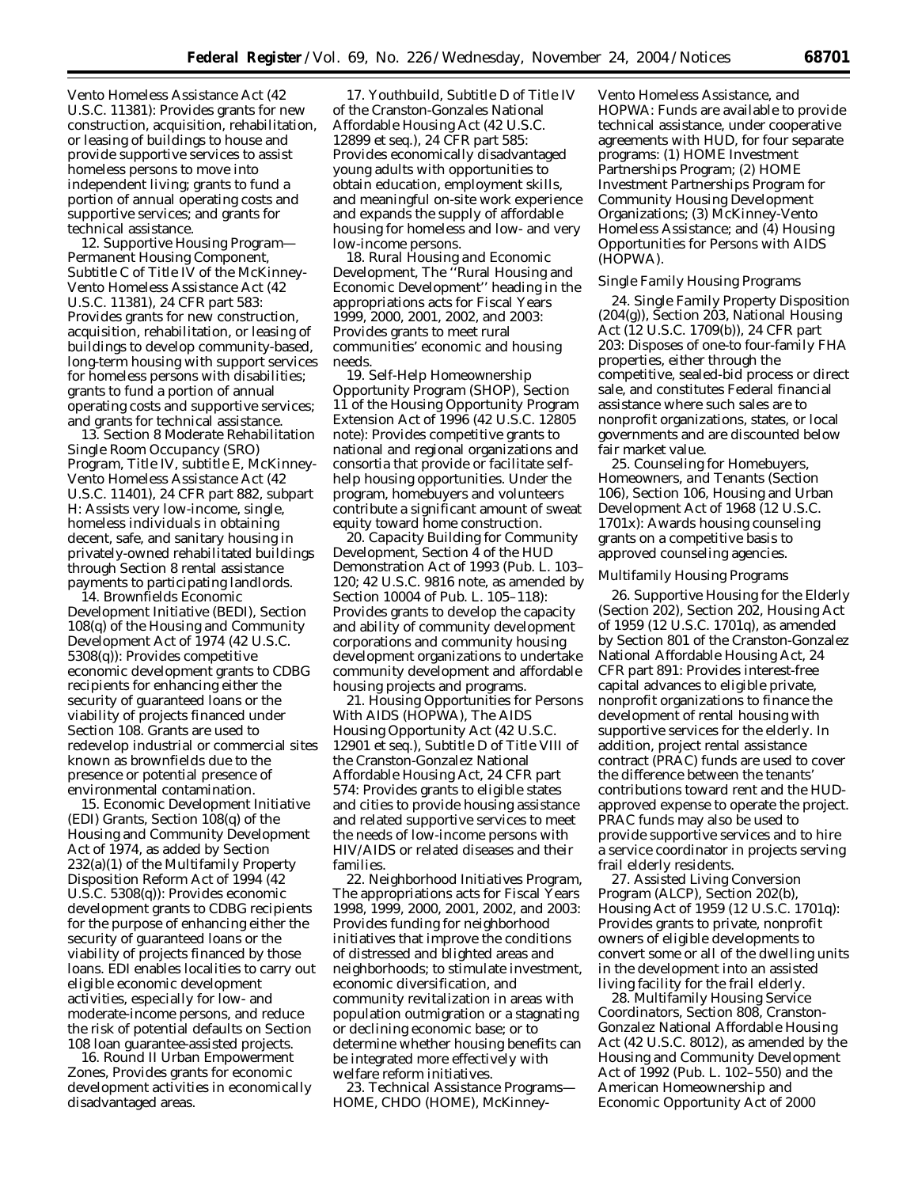Vento Homeless Assistance Act (42 U.S.C. 11381): Provides grants for new construction, acquisition, rehabilitation, or leasing of buildings to house and provide supportive services to assist homeless persons to move into independent living; grants to fund a portion of annual operating costs and supportive services; and grants for technical assistance.

12. *Supportive Housing Program—Permanent Housing Component,* Subtitle C of Title IV of the McKinney-Vento Homeless Assistance Act (42 U.S.C. 11381), 24 CFR part 583: Provides grants for new construction, acquisition, rehabilitation, or leasing of buildings to develop community-based, long-term housing with support services for homeless persons with disabilities; grants to fund a portion of annual operating costs and supportive services; and grants for technical assistance.

13. *Section 8 Moderate Rehabilitation Single Room Occupancy (SRO) Program,* Title IV, subtitle E, McKinney-Vento Homeless Assistance Act (42 U.S.C. 11401), 24 CFR part 882, subpart H: Assists very low-income, single, homeless individuals in obtaining decent, safe, and sanitary housing in privately-owned rehabilitated buildings through Section 8 rental assistance payments to participating landlords.

14. *Brownfields Economic Development Initiative (BEDI),* Section 108(q) of the Housing and Community Development Act of 1974 (42 U.S.C. 5308(q)): Provides competitive economic development grants to CDBG recipients for enhancing either the security of guaranteed loans or the viability of projects financed under Section 108. Grants are used to redevelop industrial or commercial sites known as brownfields due to the presence or potential presence of environmental contamination.

15. *Economic Development Initiative (EDI) Grants,* Section 108(q) of the Housing and Community Development Act of 1974, as added by Section 232(a)(1) of the Multifamily Property Disposition Reform Act of 1994 (42 U.S.C. 5308(q)): Provides economic development grants to CDBG recipients for the purpose of enhancing either the security of guaranteed loans or the viability of projects financed by those loans. EDI enables localities to carry out eligible economic development activities, especially for low- and moderate-income persons, and reduce the risk of potential defaults on Section 108 loan guarantee-assisted projects.

16. *Round II Urban Empowerment Zones,* Provides grants for economic development activities in economically disadvantaged areas.

17. *Youthbuild,* Subtitle D of Title IV of the Cranston-Gonzales National Affordable Housing Act (42 U.S.C. 12899 et seq.), 24 CFR part 585: Provides economically disadvantaged young adults with opportunities to obtain education, employment skills, and meaningful on-site work experience and expands the supply of affordable housing for homeless and low- and very low-income persons.

18. *Rural Housing and Economic Development,* The ''Rural Housing and Economic Development'' heading in the appropriations acts for Fiscal Years 1999, 2000, 2001, 2002, and 2003: Provides grants to meet rural communities' economic and housing needs.

19. *Self-Help Homeownership Opportunity Program (SHOP),* Section 11 of the Housing Opportunity Program Extension Act of 1996 (42 U.S.C. 12805 note): Provides competitive grants to national and regional organizations and consortia that provide or facilitate self-help housing opportunities. Under the program, homebuyers and volunteers contribute a significant amount of sweat equity toward home construction.

20. *Capacity Building for Community Development,* Section 4 of the HUD Demonstration Act of 1993 (Pub. L. 103–120; 42 U.S.C. 9816 note, as amended by Section 10004 of Pub. L. 105–118): Provides grants to develop the capacity and ability of community development corporations and community housing development organizations to undertake community development and affordable housing projects and programs.

21. *Housing Opportunities for Persons With AIDS (HOPWA),* The AIDS Housing Opportunity Act (42 U.S.C. 12901 et seq.), Subtitle D of Title VIII of the Cranston-Gonzalez National Affordable Housing Act, 24 CFR part 574: Provides grants to eligible states and cities to provide housing assistance and related supportive services to meet the needs of low-income persons with HIV/AIDS or related diseases and their families.

22. *Neighborhood Initiatives Program,* The appropriations acts for Fiscal Years 1998, 1999, 2000, 2001, 2002, and 2003: Provides funding for neighborhood initiatives that improve the conditions of distressed and blighted areas and neighborhoods; to stimulate investment, economic diversification, and community revitalization in areas with population outmigration or a stagnating or declining economic base; or to determine whether housing benefits can be integrated more effectively with welfare reform initiatives.

23. *Technical Assistance Programs—HOME, CHDO (HOME), McKinney-Vento Homeless Assistance, and HOPWA:* Funds are available to provide technical assistance, under cooperative agreements with HUD, for four separate programs: (1) HOME Investment Partnerships Program; (2) HOME Investment Partnerships Program for Community Housing Development Organizations; (3) McKinney-Vento Homeless Assistance; and (4) Housing Opportunities for Persons with AIDS (HOPWA).

### *Single Family Housing Programs*

24. *Single Family Property Disposition (204(g)),* Section 203, National Housing Act (12 U.S.C. 1709(b)), 24 CFR part 203: Disposes of one-to four-family FHA properties, either through the competitive, sealed-bid process or direct sale, and constitutes Federal financial assistance where such sales are to nonprofit organizations, states, or local governments and are discounted below fair market value.

25. *Counseling for Homebuyers, Homeowners, and Tenants (Section 106),* Section 106, Housing and Urban Development Act of 1968 (12 U.S.C. 1701x): Awards housing counseling grants on a competitive basis to approved counseling agencies.

### *Multifamily Housing Programs*

26. *Supportive Housing for the Elderly (Section 202),* Section 202, Housing Act of 1959 (12 U.S.C. 1701q), as amended by Section 801 of the Cranston-Gonzalez National Affordable Housing Act, 24 CFR part 891: Provides interest-free capital advances to eligible private, nonprofit organizations to finance the development of rental housing with supportive services for the elderly. In addition, project rental assistance contract (PRAC) funds are used to cover the difference between the tenants' contributions toward rent and the HUD-approved expense to operate the project. PRAC funds may also be used to provide supportive services and to hire a service coordinator in projects serving frail elderly residents.

27. *Assisted Living Conversion Program (ALCP),* Section 202(b), Housing Act of 1959 (12 U.S.C. 1701q): Provides grants to private, nonprofit owners of eligible developments to convert some or all of the dwelling units in the development into an assisted living facility for the frail elderly.

28. *Multifamily Housing Service Coordinators,* Section 808, Cranston-Gonzalez National Affordable Housing Act (42 U.S.C. 8012), as amended by the Housing and Community Development Act of 1992 (Pub. L. 102–550) and the American Homeownership and Economic Opportunity Act of 2000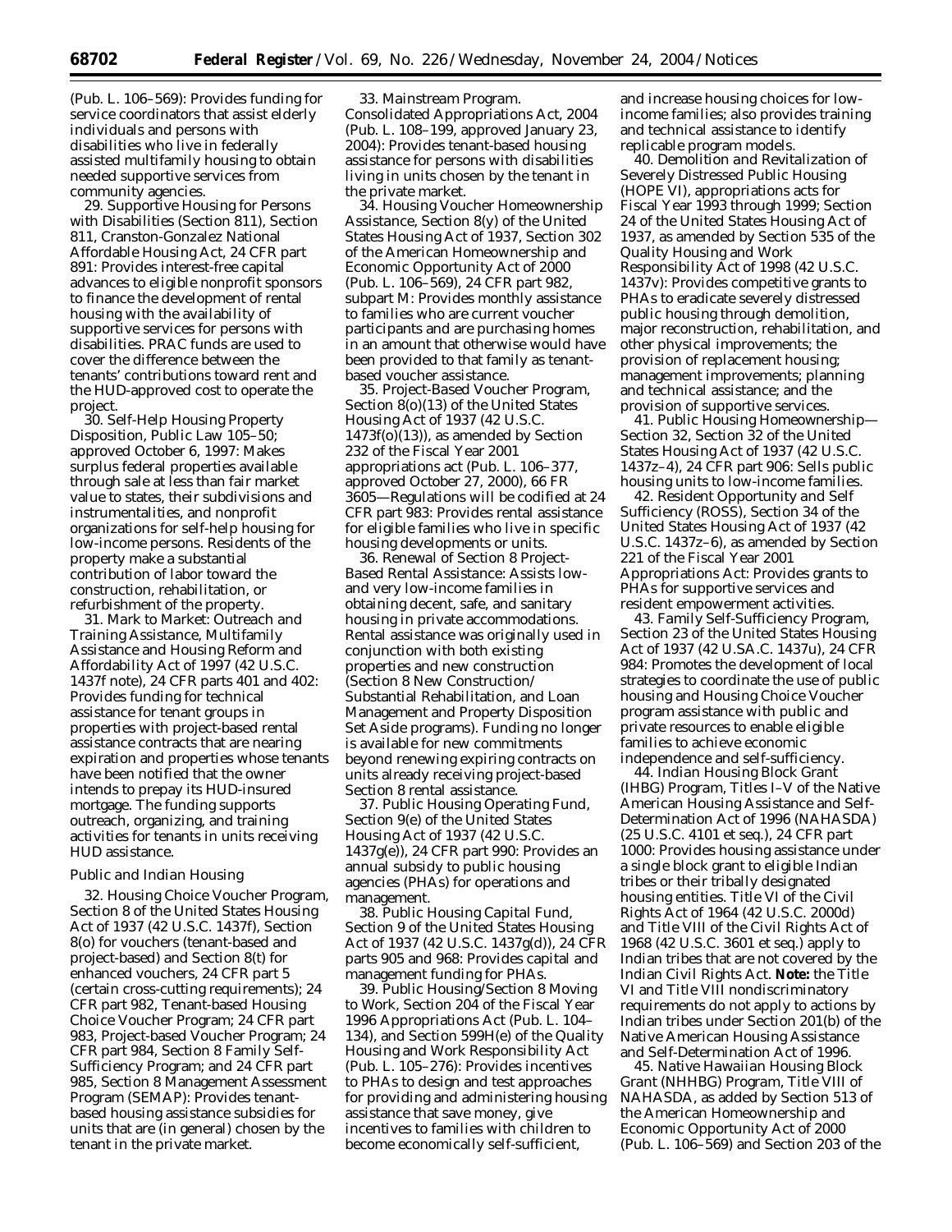(Pub. L. 106–569): Provides funding for service coordinators that assist elderly individuals and persons with disabilities who live in federally assisted multifamily housing to obtain needed supportive services from community agencies.

29. Supportive Housing for Persons with Disabilities (Section 811), Section 811, Cranston-Gonzalez National Affordable Housing Act, 24 CFR part 891: Provides interest-free capital advances to eligible nonprofit sponsors to finance the development of rental housing with the availability of supportive services for persons with disabilities. PRAC funds are used to cover the difference between the tenants' contributions toward rent and the HUD-approved cost to operate the project.

30. Self-Help Housing Property Disposition, Public Law 105–50; approved October 6, 1997: Makes surplus federal properties available through sale at less than fair market value to states, their subdivisions and instrumentalities, and nonprofit organizations for self-help housing for low-income persons. Residents of the property make a substantial contribution of labor toward the construction, rehabilitation, or refurbishment of the property.

31. Mark to Market: Outreach and Training Assistance, Multifamily Assistance and Housing Reform and Affordability Act of 1997 (42 U.S.C. 1437f note), 24 CFR parts 401 and 402: Provides funding for technical assistance for tenant groups in properties with project-based rental assistance contracts that are nearing expiration and properties whose tenants have been notified that the owner intends to prepay its HUD-insured mortgage. The funding supports outreach, organizing, and training activities for tenants in units receiving HUD assistance.

*Public and Indian Housing*

32. Housing Choice Voucher Program, Section 8 of the United States Housing Act of 1937 (42 U.S.C. 1437f), Section 8(o) for vouchers (tenant-based and project-based) and Section 8(t) for enhanced vouchers, 24 CFR part 5 (certain cross-cutting requirements); 24 CFR part 982, Tenant-based Housing Choice Voucher Program; 24 CFR part 983, Project-based Voucher Program; 24 CFR part 984, Section 8 Family Self-Sufficiency Program; and 24 CFR part 985, Section 8 Management Assessment Program (SEMAP): Provides tenant-based housing assistance subsidies for units that are (in general) chosen by the tenant in the private market.

33. Mainstream Program. Consolidated Appropriations Act, 2004 (Pub. L. 108–199, approved January 23, 2004): Provides tenant-based housing assistance for persons with disabilities living in units chosen by the tenant in the private market.

34. Housing Voucher Homeownership Assistance, Section 8(y) of the United States Housing Act of 1937, Section 302 of the American Homeownership and Economic Opportunity Act of 2000 (Pub. L. 106–569), 24 CFR part 982, subpart M: Provides monthly assistance to families who are current voucher participants and are purchasing homes in an amount that otherwise would have been provided to that family as tenant-based voucher assistance.

35. Project-Based Voucher Program, Section 8(o)(13) of the United States Housing Act of 1937 (42 U.S.C. 1473f(o)(13)), as amended by Section 232 of the Fiscal Year 2001 appropriations act (Pub. L. 106–377, approved October 27, 2000), 66 FR 3605—Regulations will be codified at 24 CFR part 983: Provides rental assistance for eligible families who live in specific housing developments or units.

36. Renewal of Section 8 Project-Based Rental Assistance: Assists low- and very low-income families in obtaining decent, safe, and sanitary housing in private accommodations. Rental assistance was originally used in conjunction with both existing properties and new construction (Section 8 New Construction/Substantial Rehabilitation, and Loan Management and Property Disposition Set Aside programs). Funding no longer is available for new commitments beyond renewing expiring contracts on units already receiving project-based Section 8 rental assistance.

37. Public Housing Operating Fund, Section 9(e) of the United States Housing Act of 1937 (42 U.S.C. 1437g(e)), 24 CFR part 990: Provides an annual subsidy to public housing agencies (PHAs) for operations and management.

38. Public Housing Capital Fund, Section 9 of the United States Housing Act of 1937 (42 U.S.C. 1437g(d)), 24 CFR parts 905 and 968: Provides capital and management funding for PHAs.

39. Public Housing/Section 8 Moving to Work, Section 204 of the Fiscal Year 1996 Appropriations Act (Pub. L. 104–134), and Section 599H(e) of the Quality Housing and Work Responsibility Act (Pub. L. 105–276): Provides incentives to PHAs to design and test approaches for providing and administering housing assistance that save money, give incentives to families with children to become economically self-sufficient, and increase housing choices for low-income families; also provides training and technical assistance to identify replicable program models.

40. Demolition and Revitalization of Severely Distressed Public Housing (HOPE VI), appropriations acts for Fiscal Year 1993 through 1999; Section 24 of the United States Housing Act of 1937, as amended by Section 535 of the Quality Housing and Work Responsibility Act of 1998 (42 U.S.C. 1437v): Provides competitive grants to PHAs to eradicate severely distressed public housing through demolition, major reconstruction, rehabilitation, and other physical improvements; the provision of replacement housing; management improvements; planning and technical assistance; and the provision of supportive services.

41. Public Housing Homeownership—Section 32, Section 32 of the United States Housing Act of 1937 (42 U.S.C. 1437z–4), 24 CFR part 906: Sells public housing units to low-income families.

42. Resident Opportunity and Self Sufficiency (ROSS), Section 34 of the United States Housing Act of 1937 (42 U.S.C. 1437z–6), as amended by Section 221 of the Fiscal Year 2001 Appropriations Act: Provides grants to PHAs for supportive services and resident empowerment activities.

43. Family Self-Sufficiency Program, Section 23 of the United States Housing Act of 1937 (42 U.SA.C. 1437u), 24 CFR 984: Promotes the development of local strategies to coordinate the use of public housing and Housing Choice Voucher program assistance with public and private resources to enable eligible families to achieve economic independence and self-sufficiency.

44. Indian Housing Block Grant (IHBG) Program, Titles I–V of the Native American Housing Assistance and Self-Determination Act of 1996 (NAHASDA) (25 U.S.C. 4101 *et seq.*), 24 CFR part 1000: Provides housing assistance under a single block grant to eligible Indian tribes or their tribally designated housing entities. Title VI of the Civil Rights Act of 1964 (42 U.S.C. 2000d) and Title VIII of the Civil Rights Act of 1968 (42 U.S.C. 3601 *et seq.*) apply to Indian tribes that are not covered by the Indian Civil Rights Act. **Note:** the Title VI and Title VIII nondiscriminatory requirements do not apply to actions by Indian tribes under Section 201(b) of the Native American Housing Assistance and Self-Determination Act of 1996.

45. Native Hawaiian Housing Block Grant (NHHBG) Program, Title VIII of NAHASDA, as added by Section 513 of the American Homeownership and Economic Opportunity Act of 2000 (Pub. L. 106–569) and Section 203 of the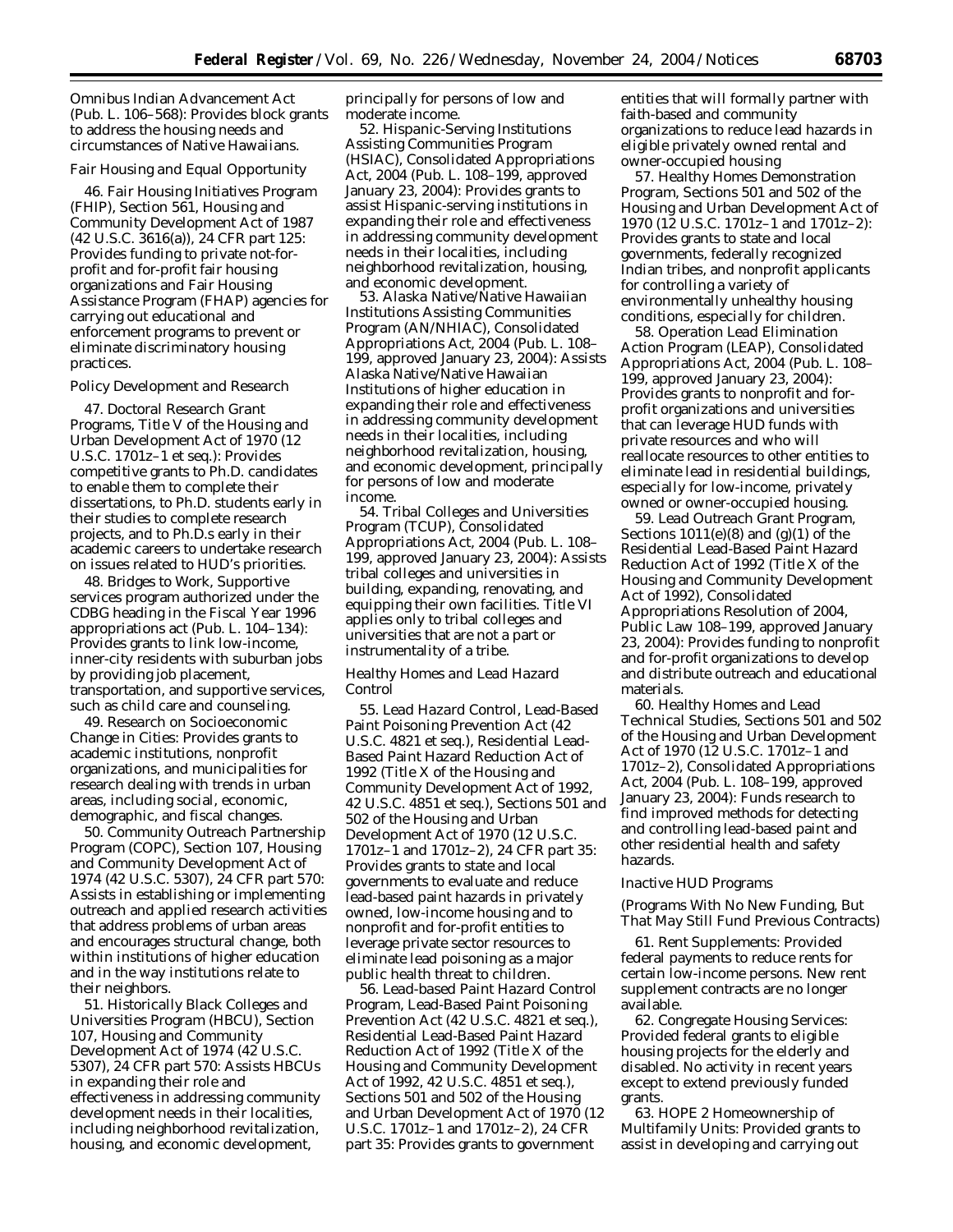Omnibus Indian Advancement Act (Pub. L. 106–568): Provides block grants to address the housing needs and circumstances of Native Hawaiians.

*Fair Housing and Equal Opportunity*

46. Fair Housing Initiatives Program (FHIP), Section 561, Housing and Community Development Act of 1987 (42 U.S.C. 3616(a)), 24 CFR part 125: Provides funding to private not-for-profit and for-profit fair housing organizations and Fair Housing Assistance Program (FHAP) agencies for carrying out educational and enforcement programs to prevent or eliminate discriminatory housing practices.

*Policy Development and Research*

47. Doctoral Research Grant Programs, Title V of the Housing and Urban Development Act of 1970 (12 U.S.C. 1701z–1 et seq.): Provides competitive grants to Ph.D. candidates to enable them to complete their dissertations, to Ph.D. students early in their studies to complete research projects, and to Ph.D.s early in their academic careers to undertake research on issues related to HUD's priorities.

48. Bridges to Work, Supportive services program authorized under the CDBG heading in the Fiscal Year 1996 appropriations act (Pub. L. 104–134): Provides grants to link low-income, inner-city residents with suburban jobs by providing job placement, transportation, and supportive services, such as child care and counseling.

49. Research on Socioeconomic Change in Cities: Provides grants to academic institutions, nonprofit organizations, and municipalities for research dealing with trends in urban areas, including social, economic, demographic, and fiscal changes.

50. Community Outreach Partnership Program (COPC), Section 107, Housing and Community Development Act of 1974 (42 U.S.C. 5307), 24 CFR part 570: Assists in establishing or implementing outreach and applied research activities that address problems of urban areas and encourages structural change, both within institutions of higher education and in the way institutions relate to their neighbors.

51. Historically Black Colleges and Universities Program (HBCU), Section 107, Housing and Community Development Act of 1974 (42 U.S.C. 5307), 24 CFR part 570: Assists HBCUs in expanding their role and effectiveness in addressing community development needs in their localities, including neighborhood revitalization, housing, and economic development, principally for persons of low and moderate income.

52. Hispanic-Serving Institutions Assisting Communities Program (HSIAC), Consolidated Appropriations Act, 2004 (Pub. L. 108–199, approved January 23, 2004): Provides grants to assist Hispanic-serving institutions in expanding their role and effectiveness in addressing community development needs in their localities, including neighborhood revitalization, housing, and economic development.

53. Alaska Native/Native Hawaiian Institutions Assisting Communities Program (AN/NHIAC), Consolidated Appropriations Act, 2004 (Pub. L. 108–199, approved January 23, 2004): Assists Alaska Native/Native Hawaiian Institutions of higher education in expanding their role and effectiveness in addressing community development needs in their localities, including neighborhood revitalization, housing, and economic development, principally for persons of low and moderate income.

54. Tribal Colleges and Universities Program (TCUP), Consolidated Appropriations Act, 2004 (Pub. L. 108–199, approved January 23, 2004): Assists tribal colleges and universities in building, expanding, renovating, and equipping their own facilities. Title VI applies only to tribal colleges and universities that are not a part or instrumentality of a tribe.

*Healthy Homes and Lead Hazard Control*

55. Lead Hazard Control, Lead-Based Paint Poisoning Prevention Act (42 U.S.C. 4821 et seq.), Residential Lead-Based Paint Hazard Reduction Act of 1992 (Title X of the Housing and Community Development Act of 1992, 42 U.S.C. 4851 et seq.), Sections 501 and 502 of the Housing and Urban Development Act of 1970 (12 U.S.C. 1701z–1 and 1701z–2), 24 CFR part 35: Provides grants to state and local governments to evaluate and reduce lead-based paint hazards in privately owned, low-income housing and to nonprofit and for-profit entities to leverage private sector resources to eliminate lead poisoning as a major public health threat to children.

56. Lead-based Paint Hazard Control Program, Lead-Based Paint Poisoning Prevention Act (42 U.S.C. 4821 et seq.), Residential Lead-Based Paint Hazard Reduction Act of 1992 (Title X of the Housing and Community Development Act of 1992, 42 U.S.C. 4851 et seq.), Sections 501 and 502 of the Housing and Urban Development Act of 1970 (12 U.S.C. 1701z–1 and 1701z–2), 24 CFR part 35: Provides grants to government entities that will formally partner with faith-based and community organizations to reduce lead hazards in eligible privately owned rental and owner-occupied housing

57. Healthy Homes Demonstration Program, Sections 501 and 502 of the Housing and Urban Development Act of 1970 (12 U.S.C. 1701z–1 and 1701z–2): Provides grants to state and local governments, federally recognized Indian tribes, and nonprofit applicants for controlling a variety of environmentally unhealthy housing conditions, especially for children.

58. Operation Lead Elimination Action Program (LEAP), Consolidated Appropriations Act, 2004 (Pub. L. 108–199, approved January 23, 2004): Provides grants to nonprofit and for-profit organizations and universities that can leverage HUD funds with private resources and who will reallocate resources to other entities to eliminate lead in residential buildings, especially for low-income, privately owned or owner-occupied housing.

59. Lead Outreach Grant Program, Sections 1011(e)(8) and (g)(1) of the Residential Lead-Based Paint Hazard Reduction Act of 1992 (Title X of the Housing and Community Development Act of 1992), Consolidated Appropriations Resolution of 2004, Public Law 108–199, approved January 23, 2004): Provides funding to nonprofit and for-profit organizations to develop and distribute outreach and educational materials.

60. Healthy Homes and Lead Technical Studies, Sections 501 and 502 of the Housing and Urban Development Act of 1970 (12 U.S.C. 1701z–1 and 1701z–2), Consolidated Appropriations Act, 2004 (Pub. L. 108–199, approved January 23, 2004): Funds research to find improved methods for detecting and controlling lead-based paint and other residential health and safety hazards.

*Inactive HUD Programs*

*(Programs With No New Funding, But That May Still Fund Previous Contracts)*

61. Rent Supplements: Provided federal payments to reduce rents for certain low-income persons. New rent supplement contracts are no longer available.

62. Congregate Housing Services: Provided federal grants to eligible housing projects for the elderly and disabled. No activity in recent years except to extend previously funded grants.

63. HOPE 2 Homeownership of Multifamily Units: Provided grants to assist in developing and carrying out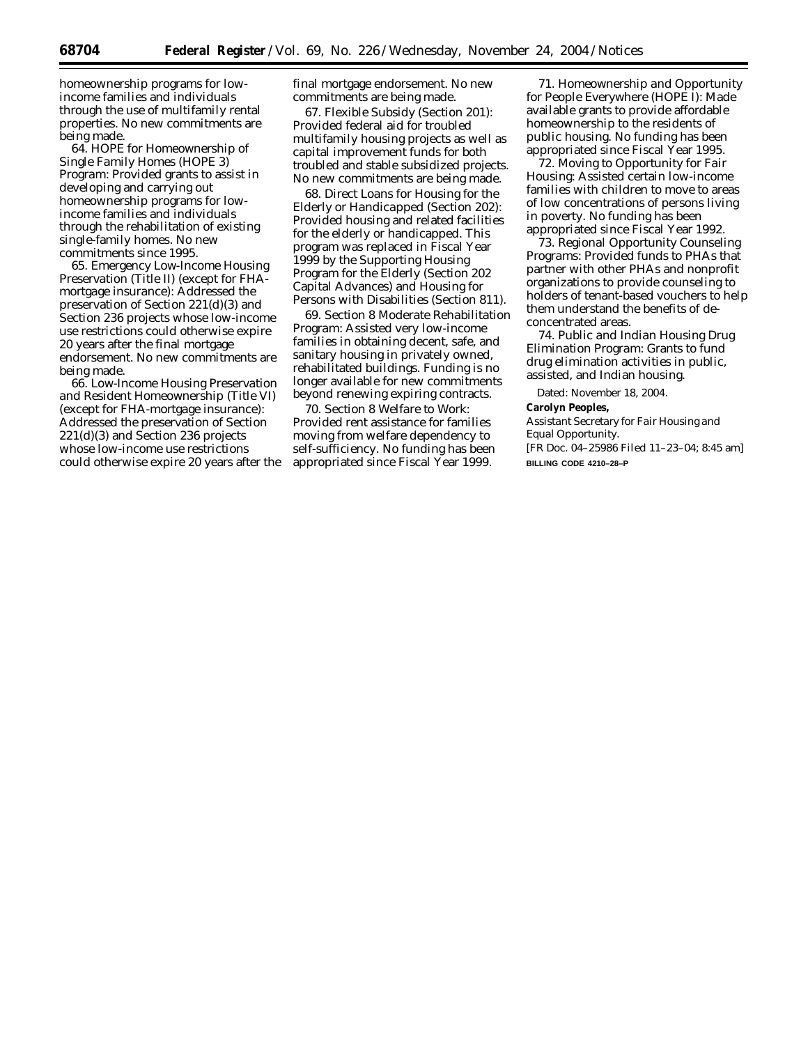homeownership programs for low-income families and individuals through the use of multifamily rental properties. No new commitments are being made.

64. *HOPE for Homeownership of Single Family Homes (HOPE 3) Program:* Provided grants to assist in developing and carrying out homeownership programs for low-income families and individuals through the rehabilitation of existing single-family homes. No new commitments since 1995.

65. *Emergency Low-Income Housing Preservation (Title II) (except for FHA-mortgage insurance):* Addressed the preservation of Section 221(d)(3) and Section 236 projects whose low-income use restrictions could otherwise expire 20 years after the final mortgage endorsement. No new commitments are being made.

66. *Low-Income Housing Preservation and Resident Homeownership (Title VI) (except for FHA-mortgage insurance):* Addressed the preservation of Section 221(d)(3) and Section 236 projects whose low-income use restrictions could otherwise expire 20 years after the final mortgage endorsement. No new commitments are being made.

67. *Flexible Subsidy (Section 201):* Provided federal aid for troubled multifamily housing projects as well as capital improvement funds for both troubled and stable subsidized projects. No new commitments are being made.

68. *Direct Loans for Housing for the Elderly or Handicapped (Section 202):* Provided housing and related facilities for the elderly or handicapped. This program was replaced in Fiscal Year 1999 by the Supporting Housing Program for the Elderly (Section 202 Capital Advances) and Housing for Persons with Disabilities (Section 811).

69. *Section 8 Moderate Rehabilitation Program:* Assisted very low-income families in obtaining decent, safe, and sanitary housing in privately owned, rehabilitated buildings. Funding is no longer available for new commitments beyond renewing expiring contracts.

70. *Section 8 Welfare to Work:* Provided rent assistance for families moving from welfare dependency to self-sufficiency. No funding has been appropriated since Fiscal Year 1999.

71. *Homeownership and Opportunity for People Everywhere (HOPE I):* Made available grants to provide affordable homeownership to the residents of public housing. No funding has been appropriated since Fiscal Year 1995.

72. *Moving to Opportunity for Fair Housing:* Assisted certain low-income families with children to move to areas of low concentrations of persons living in poverty. No funding has been appropriated since Fiscal Year 1992.

73. *Regional Opportunity Counseling Programs:* Provided funds to PHAs that partner with other PHAs and nonprofit organizations to provide counseling to holders of tenant-based vouchers to help them understand the benefits of de-concentrated areas.

74. *Public and Indian Housing Drug Elimination Program:* Grants to fund drug elimination activities in public, assisted, and Indian housing.

Dated: November 18, 2004.

**Carolyn Peoples,**

*Assistant Secretary for Fair Housing and Equal Opportunity.*

[FR Doc. 04–25986 Filed 11–23–04; 8:45 am]

**BILLING CODE 4210–28–P**